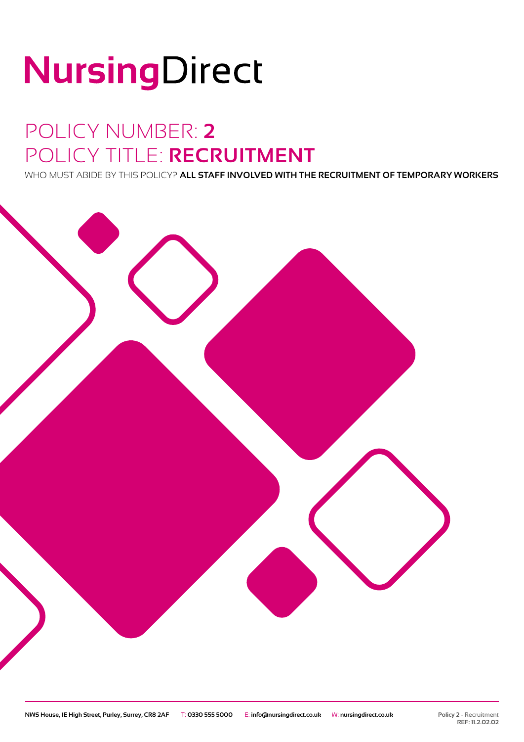# NursingDirect

## POLICY NUMBER: **2**
## POLICY TITLE: **RECRUITMENT**

WHO MUST ABIDE BY THIS POLICY? **ALL STAFF INVOLVED WITH THE RECRUITMENT OF TEMPORARY WORKERS**

**NWS House, 1E High Street, Purley, Surrey, CR8 2AF** T: **0330 555 5000** E: **info@nursingdirect.co.uk** W: **nursingdirect.co.uk**

**Policy 2** - Recruitment
**REF: 11.2.02.02**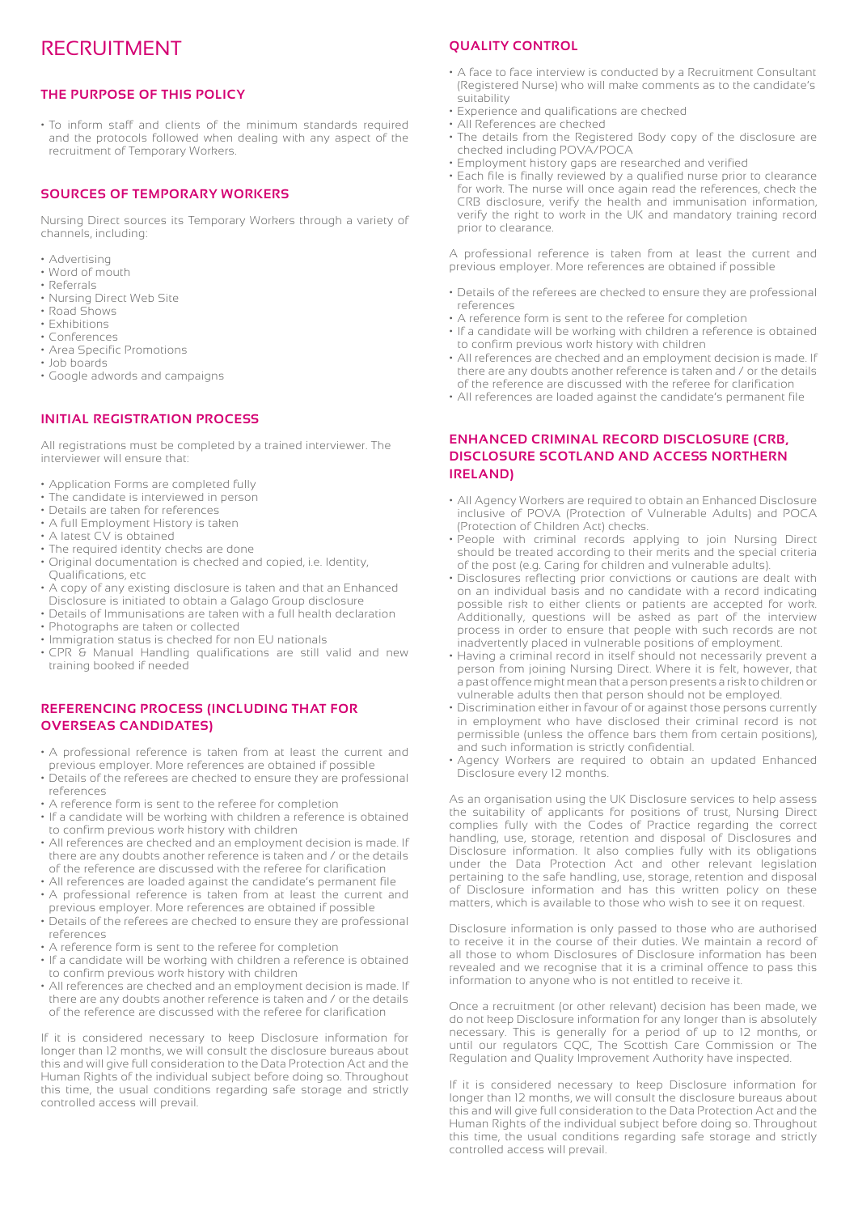# RECRUITMENT

## THE PURPOSE OF THIS POLICY

- To inform staff and clients of the minimum standards required and the protocols followed when dealing with any aspect of the recruitment of Temporary Workers.

## SOURCES OF TEMPORARY WORKERS

Nursing Direct sources its Temporary Workers through a variety of channels, including:

- Advertising
- Word of mouth
- Referrals
- Nursing Direct Web Site
- Road Shows
- Exhibitions
- Conferences
- Area Specific Promotions
- Job boards
- Google adwords and campaigns

## INITIAL REGISTRATION PROCESS

All registrations must be completed by a trained interviewer. The interviewer will ensure that:

- Application Forms are completed fully
- The candidate is interviewed in person
- Details are taken for references
- A full Employment History is taken
- A latest CV is obtained
- The required identity checks are done
- Original documentation is checked and copied, i.e. Identity, Qualifications, etc
- A copy of any existing disclosure is taken and that an Enhanced Disclosure is initiated to obtain a Galago Group disclosure
- Details of Immunisations are taken with a full health declaration
- Photographs are taken or collected
- Immigration status is checked for non EU nationals
- CPR & Manual Handling qualifications are still valid and new training booked if needed

## REFERENCING PROCESS (INCLUDING THAT FOR OVERSEAS CANDIDATES)

- A professional reference is taken from at least the current and previous employer. More references are obtained if possible
- Details of the referees are checked to ensure they are professional references
- A reference form is sent to the referee for completion
- If a candidate will be working with children a reference is obtained to confirm previous work history with children
- All references are checked and an employment decision is made. If there are any doubts another reference is taken and / or the details of the reference are discussed with the referee for clarification
- All references are loaded against the candidate's permanent file
- A professional reference is taken from at least the current and previous employer. More references are obtained if possible
- Details of the referees are checked to ensure they are professional references
- A reference form is sent to the referee for completion
- If a candidate will be working with children a reference is obtained to confirm previous work history with children
- All references are checked and an employment decision is made. If there are any doubts another reference is taken and / or the details of the reference are discussed with the referee for clarification

If it is considered necessary to keep Disclosure information for longer than 12 months, we will consult the disclosure bureaus about this and will give full consideration to the Data Protection Act and the Human Rights of the individual subject before doing so. Throughout this time, the usual conditions regarding safe storage and strictly controlled access will prevail.

## QUALITY CONTROL

- A face to face interview is conducted by a Recruitment Consultant (Registered Nurse) who will make comments as to the candidate's suitability
- Experience and qualifications are checked
- All References are checked
- The details from the Registered Body copy of the disclosure are checked including POVA/POCA
- Employment history gaps are researched and verified
- Each file is finally reviewed by a qualified nurse prior to clearance for work. The nurse will once again read the references, check the CRB disclosure, verify the health and immunisation information, verify the right to work in the UK and mandatory training record prior to clearance.

A professional reference is taken from at least the current and previous employer. More references are obtained if possible

- Details of the referees are checked to ensure they are professional references
- A reference form is sent to the referee for completion
- If a candidate will be working with children a reference is obtained to confirm previous work history with children
- All references are checked and an employment decision is made. If there are any doubts another reference is taken and / or the details of the reference are discussed with the referee for clarification
- All references are loaded against the candidate's permanent file

## ENHANCED CRIMINAL RECORD DISCLOSURE (CRB, DISCLOSURE SCOTLAND AND ACCESS NORTHERN IRELAND)

- All Agency Workers are required to obtain an Enhanced Disclosure inclusive of POVA (Protection of Vulnerable Adults) and POCA (Protection of Children Act) checks.
- People with criminal records applying to join Nursing Direct should be treated according to their merits and the special criteria of the post (e.g. Caring for children and vulnerable adults).
- Disclosures reflecting prior convictions or cautions are dealt with on an individual basis and no candidate with a record indicating possible risk to either clients or patients are accepted for work. Additionally, questions will be asked as part of the interview process in order to ensure that people with such records are not inadvertently placed in vulnerable positions of employment.
- Having a criminal record in itself should not necessarily prevent a person from joining Nursing Direct. Where it is felt, however, that a past offence might mean that a person presents a risk to children or vulnerable adults then that person should not be employed.
- Discrimination either in favour of or against those persons currently in employment who have disclosed their criminal record is not permissible (unless the offence bars them from certain positions), and such information is strictly confidential.
- Agency Workers are required to obtain an updated Enhanced Disclosure every 12 months.

As an organisation using the UK Disclosure services to help assess the suitability of applicants for positions of trust, Nursing Direct complies fully with the Codes of Practice regarding the correct handling, use, storage, retention and disposal of Disclosures and Disclosure information. It also complies fully with its obligations under the Data Protection Act and other relevant legislation pertaining to the safe handling, use, storage, retention and disposal of Disclosure information and has this written policy on these matters, which is available to those who wish to see it on request.

Disclosure information is only passed to those who are authorised to receive it in the course of their duties. We maintain a record of all those to whom Disclosures of Disclosure information has been revealed and we recognise that it is a criminal offence to pass this information to anyone who is not entitled to receive it.

Once a recruitment (or other relevant) decision has been made, we do not keep Disclosure information for any longer than is absolutely necessary. This is generally for a period of up to 12 months, or until our regulators CQC, The Scottish Care Commission or The Regulation and Quality Improvement Authority have inspected.

If it is considered necessary to keep Disclosure information for longer than 12 months, we will consult the disclosure bureaus about this and will give full consideration to the Data Protection Act and the Human Rights of the individual subject before doing so. Throughout this time, the usual conditions regarding safe storage and strictly controlled access will prevail.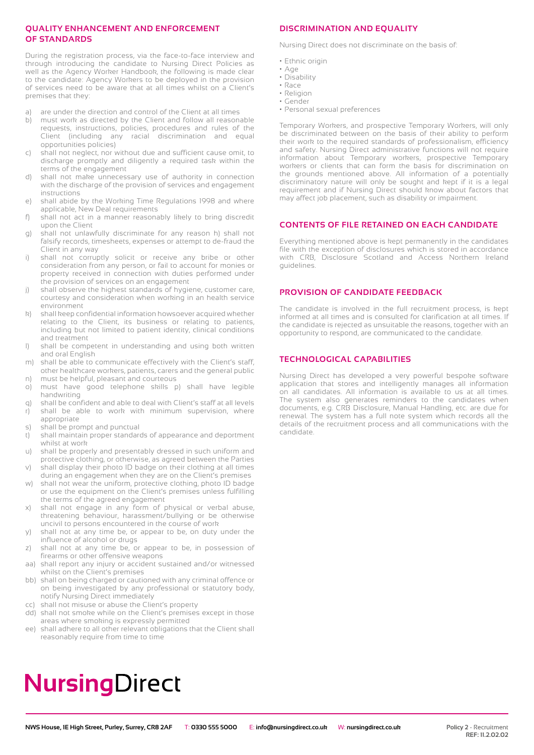## QUALITY ENHANCEMENT AND ENFORCEMENT OF STANDARDS

During the registration process, via the face-to-face interview and through introducing the candidate to Nursing Direct Policies as well as the Agency Worker Handbook, the following is made clear to the candidate: Agency Workers to be deployed in the provision of services need to be aware that at all times whilst on a Client's premises that they:

a) are under the direction and control of the Client at all times
b) must work as directed by the Client and follow all reasonable requests, instructions, policies, procedures and rules of the Client (including any racial discrimination and equal opportunities policies)
c) shall not neglect, nor without due and sufficient cause omit, to discharge promptly and diligently a required task within the terms of the engagement
d) shall not make unnecessary use of authority in connection with the discharge of the provision of services and engagement instructions
e) shall abide by the Working Time Regulations 1998 and where applicable, New Deal requirements
f) shall not act in a manner reasonably likely to bring discredit upon the Client
g) shall not unlawfully discriminate for any reason h) shall not falsify records, timesheets, expenses or attempt to de-fraud the Client in any way
i) shall not corruptly solicit or receive any bribe or other consideration from any person, or fail to account for monies or property received in connection with duties performed under the provision of services on an engagement
j) shall observe the highest standards of hygiene, customer care, courtesy and consideration when working in an health service environment
k) shall keep confidential information howsoever acquired whether relating to the Client, its business or relating to patients, including but not limited to patient identity, clinical conditions and treatment
l) shall be competent in understanding and using both written and oral English
m) shall be able to communicate effectively with the Client's staff, other healthcare workers, patients, carers and the general public
n) must be helpful, pleasant and courteous
o) must have good telephone skills p) shall have legible handwriting
q) shall be confident and able to deal with Client's staff at all levels
r) shall be able to work with minimum supervision, where appropriate
s) shall be prompt and punctual
t) shall maintain proper standards of appearance and deportment whilst at work
u) shall be properly and presentably dressed in such uniform and protective clothing, or otherwise, as agreed between the Parties
v) shall display their photo ID badge on their clothing at all times during an engagement when they are on the Client's premises
w) shall not wear the uniform, protective clothing, photo ID badge or use the equipment on the Client's premises unless fulfilling the terms of the agreed engagement
x) shall not engage in any form of physical or verbal abuse, threatening behaviour, harassment/bullying or be otherwise uncivil to persons encountered in the course of work
y) shall not at any time be, or appear to be, on duty under the influence of alcohol or drugs
z) shall not at any time be, or appear to be, in possession of firearms or other offensive weapons
aa) shall report any injury or accident sustained and/or witnessed whilst on the Client's premises
bb) shall on being charged or cautioned with any criminal offence or on being investigated by any professional or statutory body, notify Nursing Direct immediately
cc) shall not misuse or abuse the Client's property
dd) shall not smoke while on the Client's premises except in those areas where smoking is expressly permitted
ee) shall adhere to all other relevant obligations that the Client shall reasonably require from time to time

## DISCRIMINATION AND EQUALITY

Nursing Direct does not discriminate on the basis of:

- Ethnic origin
- Age
- Disability
- Race
- Religion
- Gender
- Personal sexual preferences

Temporary Workers, and prospective Temporary Workers, will only be discriminated between on the basis of their ability to perform their work to the required standards of professionalism, efficiency and safety. Nursing Direct administrative functions will not require information about Temporary workers, prospective Temporary workers or clients that can form the basis for discrimination on the grounds mentioned above. All information of a potentially discriminatory nature will only be sought and kept if it is a legal requirement and if Nursing Direct should know about factors that may affect job placement, such as disability or impairment.

## CONTENTS OF FILE RETAINED ON EACH CANDIDATE

Everything mentioned above is kept permanently in the candidates file with the exception of disclosures which is stored in accordance with CRB, Disclosure Scotland and Access Northern Ireland guidelines.

## PROVISION OF CANDIDATE FEEDBACK

The candidate is involved in the full recruitment process, is kept informed at all times and is consulted for clarification at all times. If the candidate is rejected as unsuitable the reasons, together with an opportunity to respond, are communicated to the candidate.

## TECHNOLOGICAL CAPABILITIES

Nursing Direct has developed a very powerful bespoke software application that stores and intelligently manages all information on all candidates. All information is available to us at all times. The system also generates reminders to the candidates when documents, e.g. CRB Disclosure, Manual Handling, etc. are due for renewal. The system has a full note system which records all the details of the recruitment process and all communications with the candidate.

**NursingDirect**

**NWS House, 1E High Street, Purley, Surrey, CR8 2AF** T: **0330 555 5000** E: **info@nursingdirect.co.uk** W: **nursingdirect.co.uk**

**Policy 2** - Recruitment
**REF: 11.2.02.02**